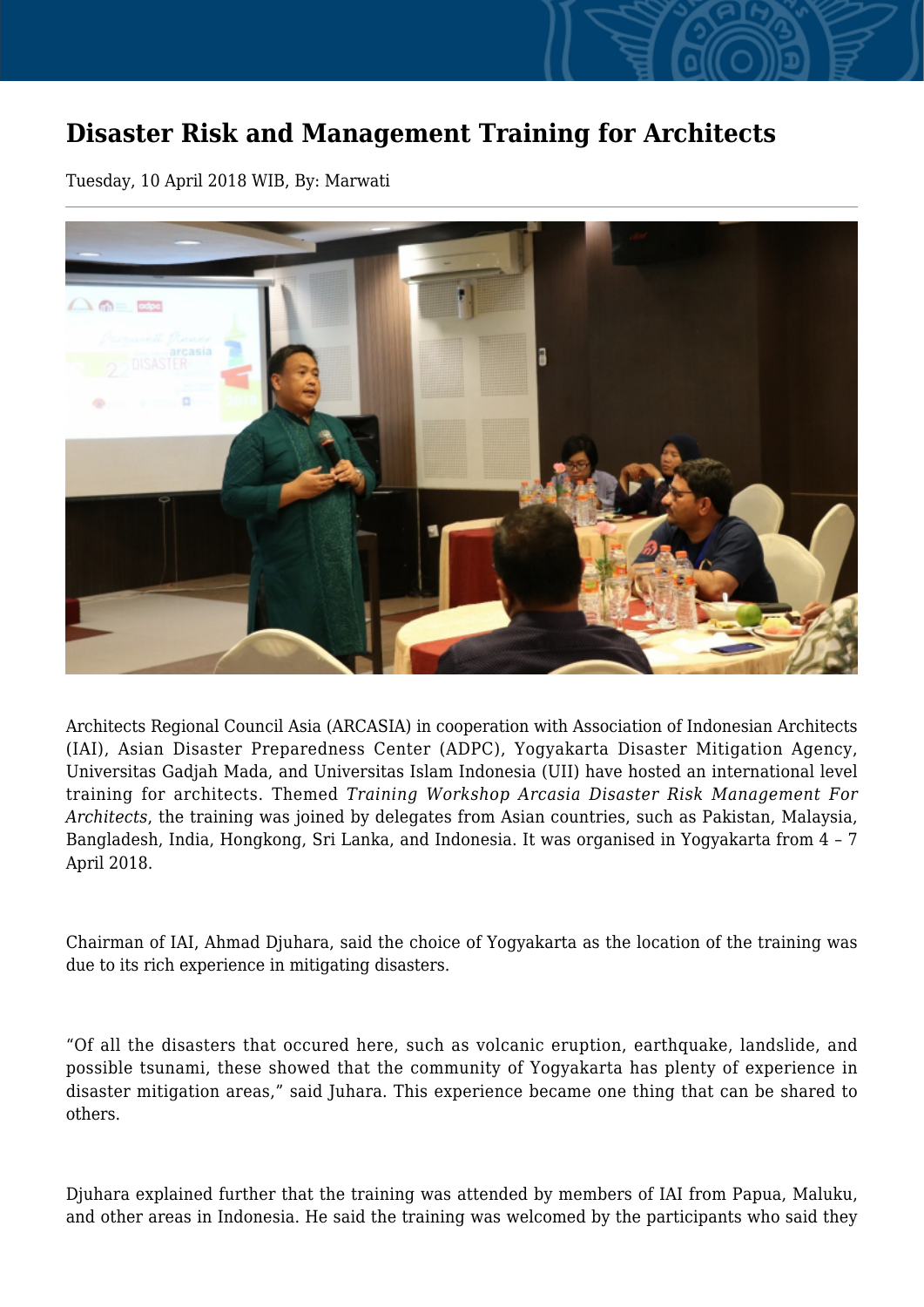# Disaster Risk and Management Training for Architects

Tuesday, 10 April 2018 WIB, By: Marwati

Architects Regional Council Asia (ARCASIA) in cooperation with Association of Indonesian Architects (IAI), Asian Disaster Preparedness Center (ADPC), Yogyakarta Disaster Mitigation Agency, Universitas Gadjah Mada, and Universitas Islam Indonesia (UII) have hosted an international level training for architects. Themed *Training Workshop Arcasia Disaster Risk Management For Architects*, the training was joined by delegates from Asian countries, such as Pakistan, Malaysia, Bangladesh, India, Hongkong, Sri Lanka, and Indonesia. It was organised in Yogyakarta from 4 – 7 April 2018.

Chairman of IAI, Ahmad Djuhara, said the choice of Yogyakarta as the location of the training was due to its rich experience in mitigating disasters.

"Of all the disasters that occured here, such as volcanic eruption, earthquake, landslide, and possible tsunami, these showed that the community of Yogyakarta has plenty of experience in disaster mitigation areas," said Juhara. This experience became one thing that can be shared to others.

Djuhara explained further that the training was attended by members of IAI from Papua, Maluku, and other areas in Indonesia. He said the training was welcomed by the participants who said they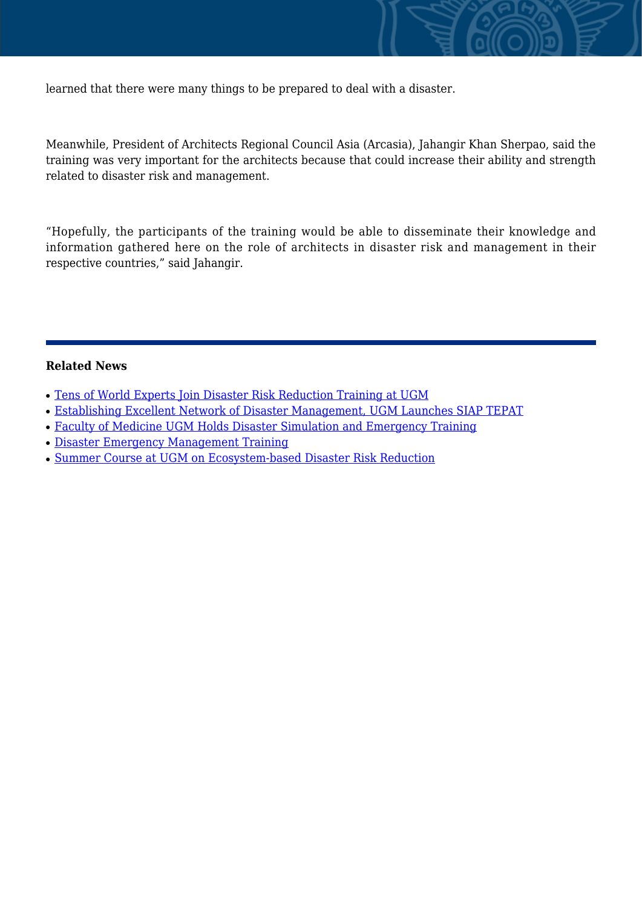learned that there were many things to be prepared to deal with a disaster.

Meanwhile, President of Architects Regional Council Asia (Arcasia), Jahangir Khan Sherpao, said the training was very important for the architects because that could increase their ability and strength related to disaster risk and management.

"Hopefully, the participants of the training would be able to disseminate their knowledge and information gathered here on the role of architects in disaster risk and management in their respective countries," said Jahangir.

---

**Related News**

- Tens of World Experts Join Disaster Risk Reduction Training at UGM
- Establishing Excellent Network of Disaster Management, UGM Launches SIAP TEPAT
- Faculty of Medicine UGM Holds Disaster Simulation and Emergency Training
- Disaster Emergency Management Training
- Summer Course at UGM on Ecosystem-based Disaster Risk Reduction